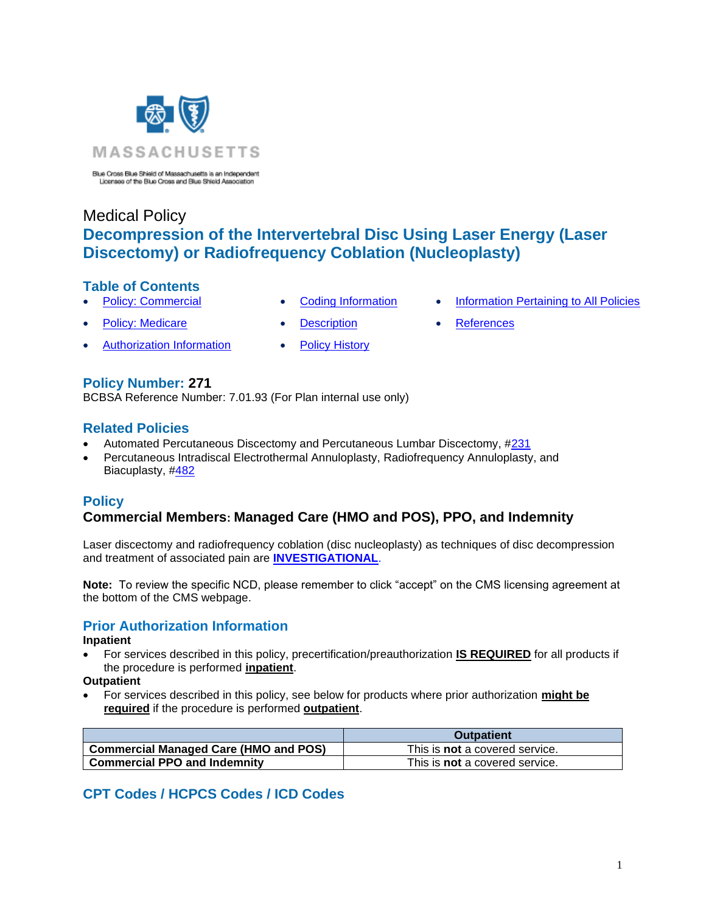MASSACHUSETTS

Blue Cross Blue Shield of Massachusetts is an Independent Licensee of the Blue Cross and Blue Shield Association

Medical Policy

# Decompression of the Intervertebral Disc Using Laser Energy (Laser Discectomy) or Radiofrequency Coblation (Nucleoplasty)

## Table of Contents

- Policy: Commercial
- Policy: Medicare
- Authorization Information
- Coding Information
- Description
- Policy History
- Information Pertaining to All Policies
- References

## Policy Number: 271

BCBSA Reference Number: 7.01.93 (For Plan internal use only)

## Related Policies

- Automated Percutaneous Discectomy and Percutaneous Lumbar Discectomy, #231
- Percutaneous Intradiscal Electrothermal Annuloplasty, Radiofrequency Annuloplasty, and Biacuplasty, #482

## Policy

### Commercial Members: Managed Care (HMO and POS), PPO, and Indemnity

Laser discectomy and radiofrequency coblation (disc nucleoplasty) as techniques of disc decompression and treatment of associated pain are **INVESTIGATIONAL**.

**Note:** To review the specific NCD, please remember to click "accept" on the CMS licensing agreement at the bottom of the CMS webpage.

## Prior Authorization Information

**Inpatient**

- For services described in this policy, precertification/preauthorization **IS REQUIRED** for all products if the procedure is performed **inpatient**.

**Outpatient**

- For services described in this policy, see below for products where prior authorization **might be required** if the procedure is performed **outpatient**.

| | Outpatient |
|---|---|
| **Commercial Managed Care (HMO and POS)** | This is **not** a covered service. |
| **Commercial PPO and Indemnity** | This is **not** a covered service. |

## CPT Codes / HCPCS Codes / ICD Codes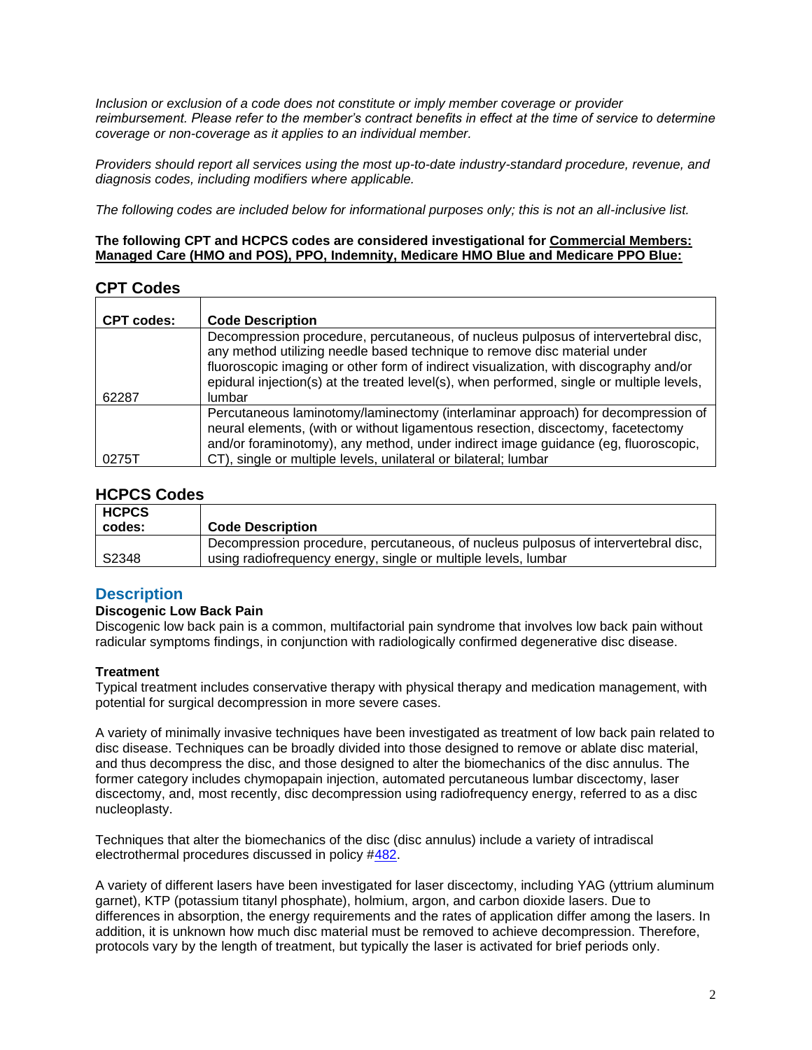*Inclusion or exclusion of a code does not constitute or imply member coverage or provider reimbursement. Please refer to the member's contract benefits in effect at the time of service to determine coverage or non-coverage as it applies to an individual member.*

*Providers should report all services using the most up-to-date industry-standard procedure, revenue, and diagnosis codes, including modifiers where applicable.*

*The following codes are included below for informational purposes only; this is not an all-inclusive list.*

**The following CPT and HCPCS codes are considered investigational for Commercial Members: Managed Care (HMO and POS), PPO, Indemnity, Medicare HMO Blue and Medicare PPO Blue:**

## CPT Codes

| CPT codes: | Code Description |
|---|---|
| 62287 | Decompression procedure, percutaneous, of nucleus pulposus of intervertebral disc, any method utilizing needle based technique to remove disc material under fluoroscopic imaging or other form of indirect visualization, with discography and/or epidural injection(s) at the treated level(s), when performed, single or multiple levels, lumbar |
| 0275T | Percutaneous laminotomy/laminectomy (interlaminar approach) for decompression of neural elements, (with or without ligamentous resection, discectomy, facetectomy and/or foraminotomy), any method, under indirect image guidance (eg, fluoroscopic, CT), single or multiple levels, unilateral or bilateral; lumbar |

## HCPCS Codes

| HCPCS codes: | Code Description |
|---|---|
| S2348 | Decompression procedure, percutaneous, of nucleus pulposus of intervertebral disc, using radiofrequency energy, single or multiple levels, lumbar |

## Description

### Discogenic Low Back Pain

Discogenic low back pain is a common, multifactorial pain syndrome that involves low back pain without radicular symptoms findings, in conjunction with radiologically confirmed degenerative disc disease.

### Treatment

Typical treatment includes conservative therapy with physical therapy and medication management, with potential for surgical decompression in more severe cases.

A variety of minimally invasive techniques have been investigated as treatment of low back pain related to disc disease. Techniques can be broadly divided into those designed to remove or ablate disc material, and thus decompress the disc, and those designed to alter the biomechanics of the disc annulus. The former category includes chymopapain injection, automated percutaneous lumbar discectomy, laser discectomy, and, most recently, disc decompression using radiofrequency energy, referred to as a disc nucleoplasty.

Techniques that alter the biomechanics of the disc (disc annulus) include a variety of intradiscal electrothermal procedures discussed in policy #482.

A variety of different lasers have been investigated for laser discectomy, including YAG (yttrium aluminum garnet), KTP (potassium titanyl phosphate), holmium, argon, and carbon dioxide lasers. Due to differences in absorption, the energy requirements and the rates of application differ among the lasers. In addition, it is unknown how much disc material must be removed to achieve decompression. Therefore, protocols vary by the length of treatment, but typically the laser is activated for brief periods only.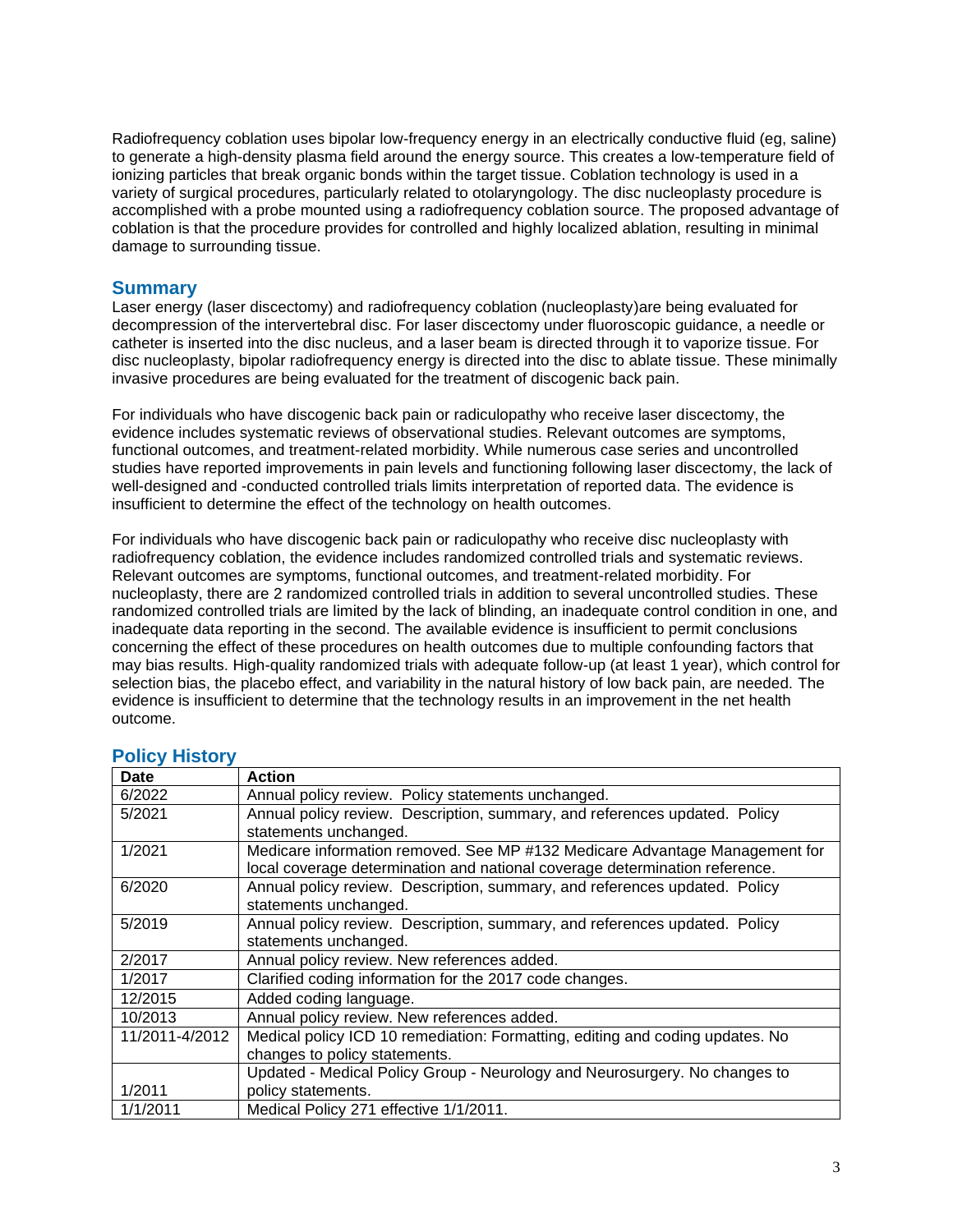Radiofrequency coblation uses bipolar low-frequency energy in an electrically conductive fluid (eg, saline) to generate a high-density plasma field around the energy source. This creates a low-temperature field of ionizing particles that break organic bonds within the target tissue. Coblation technology is used in a variety of surgical procedures, particularly related to otolaryngology. The disc nucleoplasty procedure is accomplished with a probe mounted using a radiofrequency coblation source. The proposed advantage of coblation is that the procedure provides for controlled and highly localized ablation, resulting in minimal damage to surrounding tissue.

## Summary

Laser energy (laser discectomy) and radiofrequency coblation (nucleoplasty)are being evaluated for decompression of the intervertebral disc. For laser discectomy under fluoroscopic guidance, a needle or catheter is inserted into the disc nucleus, and a laser beam is directed through it to vaporize tissue. For disc nucleoplasty, bipolar radiofrequency energy is directed into the disc to ablate tissue. These minimally invasive procedures are being evaluated for the treatment of discogenic back pain.

For individuals who have discogenic back pain or radiculopathy who receive laser discectomy, the evidence includes systematic reviews of observational studies. Relevant outcomes are symptoms, functional outcomes, and treatment-related morbidity. While numerous case series and uncontrolled studies have reported improvements in pain levels and functioning following laser discectomy, the lack of well-designed and -conducted controlled trials limits interpretation of reported data. The evidence is insufficient to determine the effect of the technology on health outcomes.

For individuals who have discogenic back pain or radiculopathy who receive disc nucleoplasty with radiofrequency coblation, the evidence includes randomized controlled trials and systematic reviews. Relevant outcomes are symptoms, functional outcomes, and treatment-related morbidity. For nucleoplasty, there are 2 randomized controlled trials in addition to several uncontrolled studies. These randomized controlled trials are limited by the lack of blinding, an inadequate control condition in one, and inadequate data reporting in the second. The available evidence is insufficient to permit conclusions concerning the effect of these procedures on health outcomes due to multiple confounding factors that may bias results. High-quality randomized trials with adequate follow-up (at least 1 year), which control for selection bias, the placebo effect, and variability in the natural history of low back pain, are needed. The evidence is insufficient to determine that the technology results in an improvement in the net health outcome.

## Policy History

| Date | Action |
|---|---|
| 6/2022 | Annual policy review. Policy statements unchanged. |
| 5/2021 | Annual policy review. Description, summary, and references updated. Policy statements unchanged. |
| 1/2021 | Medicare information removed. See MP #132 Medicare Advantage Management for local coverage determination and national coverage determination reference. |
| 6/2020 | Annual policy review. Description, summary, and references updated. Policy statements unchanged. |
| 5/2019 | Annual policy review. Description, summary, and references updated. Policy statements unchanged. |
| 2/2017 | Annual policy review. New references added. |
| 1/2017 | Clarified coding information for the 2017 code changes. |
| 12/2015 | Added coding language. |
| 10/2013 | Annual policy review. New references added. |
| 11/2011-4/2012 | Medical policy ICD 10 remediation: Formatting, editing and coding updates. No changes to policy statements. |
| 1/2011 | Updated - Medical Policy Group - Neurology and Neurosurgery. No changes to policy statements. |
| 1/1/2011 | Medical Policy 271 effective 1/1/2011. |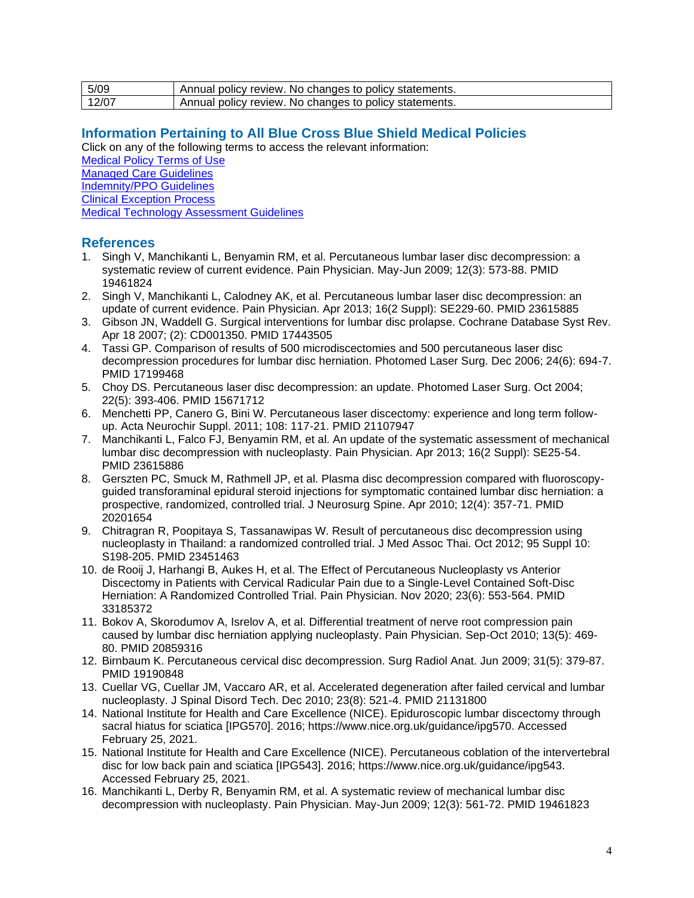| 5/09 | Annual policy review. No changes to policy statements. |
|---|---|
| 12/07 | Annual policy review. No changes to policy statements. |

## Information Pertaining to All Blue Cross Blue Shield Medical Policies

Click on any of the following terms to access the relevant information:

[Medical Policy Terms of Use]()
[Managed Care Guidelines]()
[Indemnity/PPO Guidelines]()
[Clinical Exception Process]()
[Medical Technology Assessment Guidelines]()

## References

1. Singh V, Manchikanti L, Benyamin RM, et al. Percutaneous lumbar laser disc decompression: a systematic review of current evidence. Pain Physician. May-Jun 2009; 12(3): 573-88. PMID 19461824
2. Singh V, Manchikanti L, Calodney AK, et al. Percutaneous lumbar laser disc decompression: an update of current evidence. Pain Physician. Apr 2013; 16(2 Suppl): SE229-60. PMID 23615885
3. Gibson JN, Waddell G. Surgical interventions for lumbar disc prolapse. Cochrane Database Syst Rev. Apr 18 2007; (2): CD001350. PMID 17443505
4. Tassi GP. Comparison of results of 500 microdiscectomies and 500 percutaneous laser disc decompression procedures for lumbar disc herniation. Photomed Laser Surg. Dec 2006; 24(6): 694-7. PMID 17199468
5. Choy DS. Percutaneous laser disc decompression: an update. Photomed Laser Surg. Oct 2004; 22(5): 393-406. PMID 15671712
6. Menchetti PP, Canero G, Bini W. Percutaneous laser discectomy: experience and long term follow-up. Acta Neurochir Suppl. 2011; 108: 117-21. PMID 21107947
7. Manchikanti L, Falco FJ, Benyamin RM, et al. An update of the systematic assessment of mechanical lumbar disc decompression with nucleoplasty. Pain Physician. Apr 2013; 16(2 Suppl): SE25-54. PMID 23615886
8. Gerszten PC, Smuck M, Rathmell JP, et al. Plasma disc decompression compared with fluoroscopy-guided transforaminal epidural steroid injections for symptomatic contained lumbar disc herniation: a prospective, randomized, controlled trial. J Neurosurg Spine. Apr 2010; 12(4): 357-71. PMID 20201654
9. Chitragran R, Poopitaya S, Tassanawipas W. Result of percutaneous disc decompression using nucleoplasty in Thailand: a randomized controlled trial. J Med Assoc Thai. Oct 2012; 95 Suppl 10: S198-205. PMID 23451463
10. de Rooij J, Harhangi B, Aukes H, et al. The Effect of Percutaneous Nucleoplasty vs Anterior Discectomy in Patients with Cervical Radicular Pain due to a Single-Level Contained Soft-Disc Herniation: A Randomized Controlled Trial. Pain Physician. Nov 2020; 23(6): 553-564. PMID 33185372
11. Bokov A, Skorodumov A, Isrelov A, et al. Differential treatment of nerve root compression pain caused by lumbar disc herniation applying nucleoplasty. Pain Physician. Sep-Oct 2010; 13(5): 469-80. PMID 20859316
12. Birnbaum K. Percutaneous cervical disc decompression. Surg Radiol Anat. Jun 2009; 31(5): 379-87. PMID 19190848
13. Cuellar VG, Cuellar JM, Vaccaro AR, et al. Accelerated degeneration after failed cervical and lumbar nucleoplasty. J Spinal Disord Tech. Dec 2010; 23(8): 521-4. PMID 21131800
14. National Institute for Health and Care Excellence (NICE). Epiduroscopic lumbar discectomy through sacral hiatus for sciatica [IPG570]. 2016; https://www.nice.org.uk/guidance/ipg570. Accessed February 25, 2021.
15. National Institute for Health and Care Excellence (NICE). Percutaneous coblation of the intervertebral disc for low back pain and sciatica [IPG543]. 2016; https://www.nice.org.uk/guidance/ipg543. Accessed February 25, 2021.
16. Manchikanti L, Derby R, Benyamin RM, et al. A systematic review of mechanical lumbar disc decompression with nucleoplasty. Pain Physician. May-Jun 2009; 12(3): 561-72. PMID 19461823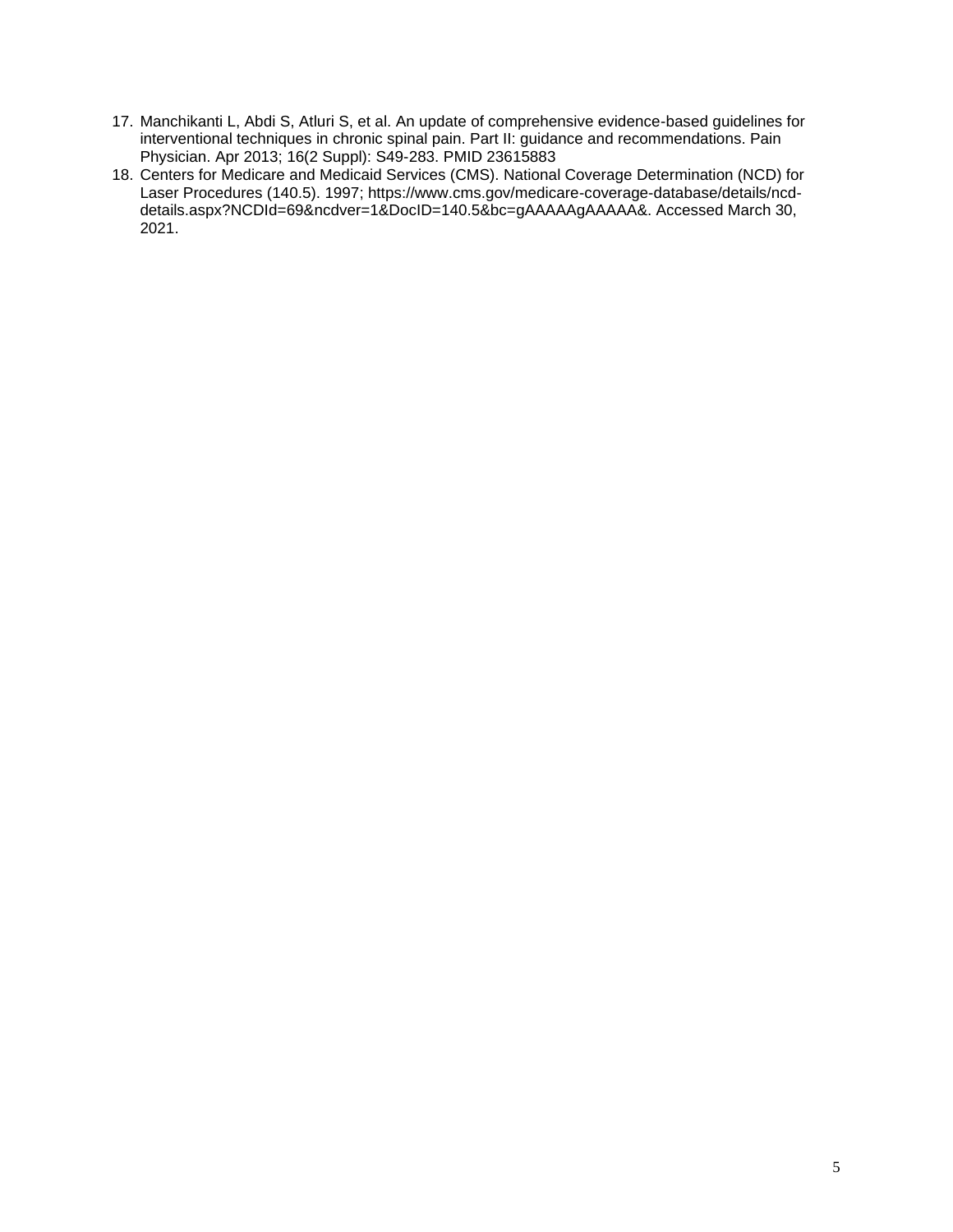17. Manchikanti L, Abdi S, Atluri S, et al. An update of comprehensive evidence-based guidelines for interventional techniques in chronic spinal pain. Part II: guidance and recommendations. Pain Physician. Apr 2013; 16(2 Suppl): S49-283. PMID 23615883
18. Centers for Medicare and Medicaid Services (CMS). National Coverage Determination (NCD) for Laser Procedures (140.5). 1997; https://www.cms.gov/medicare-coverage-database/details/ncd-details.aspx?NCDId=69&ncdver=1&DocID=140.5&bc=gAAAAAgAAAAA&. Accessed March 30, 2021.